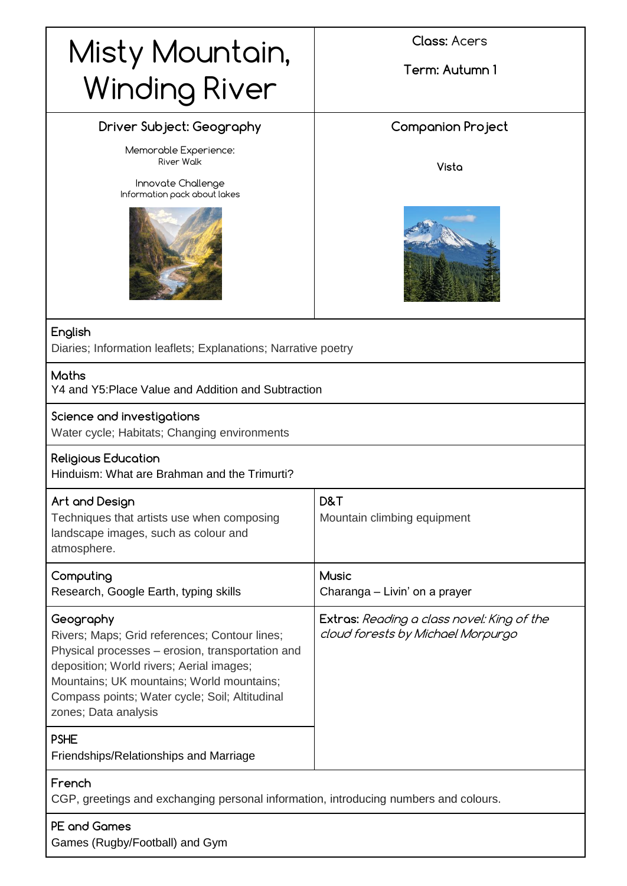# Misty Mountain, Winding River

**Class:** Acers

**Term:** Autumn 1

## Driver Subject: Geography

Memorable Experience:
River Walk

Innovate Challenge
Information pack about lakes

## Companion Project

Vista

### English
Diaries; Information leaflets; Explanations; Narrative poetry

### Maths
Y4 and Y5:Place Value and Addition and Subtraction

### Science and investigations
Water cycle; Habitats; Changing environments

### Religious Education
Hinduism: What are Brahman and the Trimurti?

### Art and Design
Techniques that artists use when composing landscape images, such as colour and atmosphere.

### D&T
Mountain climbing equipment

### Computing
Research, Google Earth, typing skills

### Music
Charanga – Livin' on a prayer

### Geography
Rivers; Maps; Grid references; Contour lines; Physical processes – erosion, transportation and deposition; World rivers; Aerial images; Mountains; UK mountains; World mountains; Compass points; Water cycle; Soil; Altitudinal zones; Data analysis

**Extras:** *Reading a class novel: King of the cloud forests by Michael Morpurgo*

### PSHE
Friendships/Relationships and Marriage

### French
CGP, greetings and exchanging personal information, introducing numbers and colours.

### PE and Games
Games (Rugby/Football) and Gym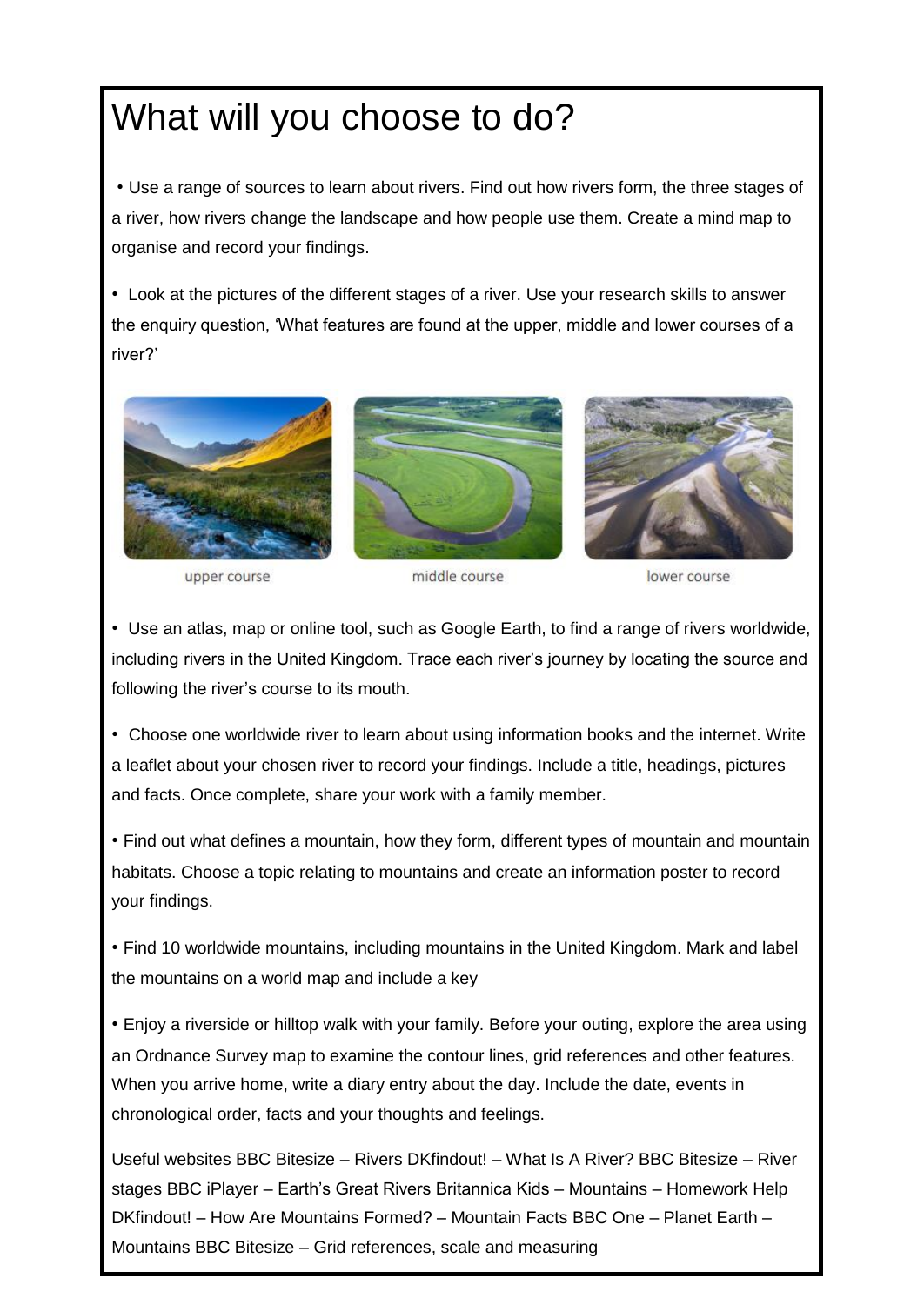# What will you choose to do?

- Use a range of sources to learn about rivers. Find out how rivers form, the three stages of a river, how rivers change the landscape and how people use them. Create a mind map to organise and record your findings.

- Look at the pictures of the different stages of a river. Use your research skills to answer the enquiry question, 'What features are found at the upper, middle and lower courses of a river?'

upper course

middle course

lower course

- Use an atlas, map or online tool, such as Google Earth, to find a range of rivers worldwide, including rivers in the United Kingdom. Trace each river's journey by locating the source and following the river's course to its mouth.

- Choose one worldwide river to learn about using information books and the internet. Write a leaflet about your chosen river to record your findings. Include a title, headings, pictures and facts. Once complete, share your work with a family member.

- Find out what defines a mountain, how they form, different types of mountain and mountain habitats. Choose a topic relating to mountains and create an information poster to record your findings.

- Find 10 worldwide mountains, including mountains in the United Kingdom. Mark and label the mountains on a world map and include a key

- Enjoy a riverside or hilltop walk with your family. Before your outing, explore the area using an Ordnance Survey map to examine the contour lines, grid references and other features. When you arrive home, write a diary entry about the day. Include the date, events in chronological order, facts and your thoughts and feelings.

Useful websites BBC Bitesize – Rivers DKfindout! – What Is A River? BBC Bitesize – River stages BBC iPlayer – Earth's Great Rivers Britannica Kids – Mountains – Homework Help DKfindout! – How Are Mountains Formed? – Mountain Facts BBC One – Planet Earth – Mountains BBC Bitesize – Grid references, scale and measuring